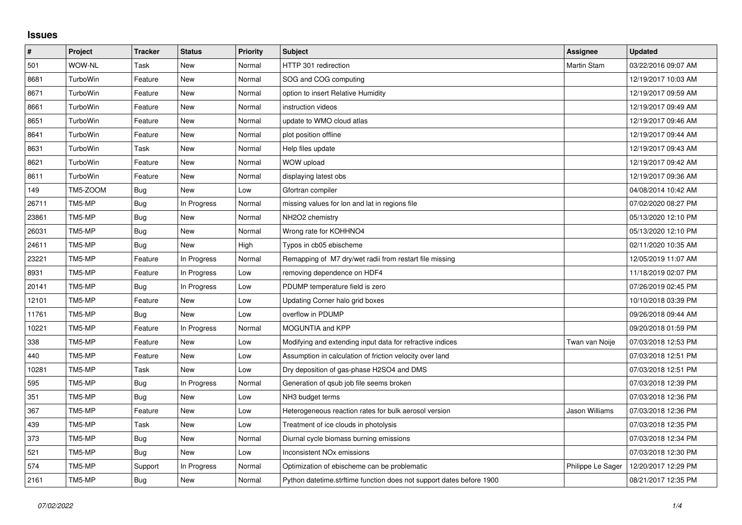# Issues

| # | Project | Tracker | Status | Priority | Subject | Assignee | Updated |
|---|---|---|---|---|---|---|---|
| 501 | WOW-NL | Task | New | Normal | HTTP 301 redirection | Martin Stam | 03/22/2016 09:07 AM |
| 8681 | TurboWin | Feature | New | Normal | SOG and COG computing | | 12/19/2017 10:03 AM |
| 8671 | TurboWin | Feature | New | Normal | option to insert Relative Humidity | | 12/19/2017 09:59 AM |
| 8661 | TurboWin | Feature | New | Normal | instruction videos | | 12/19/2017 09:49 AM |
| 8651 | TurboWin | Feature | New | Normal | update to WMO cloud atlas | | 12/19/2017 09:46 AM |
| 8641 | TurboWin | Feature | New | Normal | plot position offline | | 12/19/2017 09:44 AM |
| 8631 | TurboWin | Task | New | Normal | Help files update | | 12/19/2017 09:43 AM |
| 8621 | TurboWin | Feature | New | Normal | WOW upload | | 12/19/2017 09:42 AM |
| 8611 | TurboWin | Feature | New | Normal | displaying latest obs | | 12/19/2017 09:36 AM |
| 149 | TM5-ZOOM | Bug | New | Low | Gfortran compiler | | 04/08/2014 10:42 AM |
| 26711 | TM5-MP | Bug | In Progress | Normal | missing values for lon and lat in regions file | | 07/02/2020 08:27 PM |
| 23861 | TM5-MP | Bug | New | Normal | NH2O2 chemistry | | 05/13/2020 12:10 PM |
| 26031 | TM5-MP | Bug | New | Normal | Wrong rate for KOHHNO4 | | 05/13/2020 12:10 PM |
| 24611 | TM5-MP | Bug | New | High | Typos in cb05 ebischeme | | 02/11/2020 10:35 AM |
| 23221 | TM5-MP | Feature | In Progress | Normal | Remapping of M7 dry/wet radii from restart file missing | | 12/05/2019 11:07 AM |
| 8931 | TM5-MP | Feature | In Progress | Low | removing dependence on HDF4 | | 11/18/2019 02:07 PM |
| 20141 | TM5-MP | Bug | In Progress | Low | PDUMP temperature field is zero | | 07/26/2019 02:45 PM |
| 12101 | TM5-MP | Feature | New | Low | Updating Corner halo grid boxes | | 10/10/2018 03:39 PM |
| 11761 | TM5-MP | Bug | New | Low | overflow in PDUMP | | 09/26/2018 09:44 AM |
| 10221 | TM5-MP | Feature | In Progress | Normal | MOGUNTIA and KPP | | 09/20/2018 01:59 PM |
| 338 | TM5-MP | Feature | New | Low | Modifying and extending input data for refractive indices | Twan van Noije | 07/03/2018 12:53 PM |
| 440 | TM5-MP | Feature | New | Low | Assumption in calculation of friction velocity over land | | 07/03/2018 12:51 PM |
| 10281 | TM5-MP | Task | New | Low | Dry deposition of gas-phase H2SO4 and DMS | | 07/03/2018 12:51 PM |
| 595 | TM5-MP | Bug | In Progress | Normal | Generation of qsub job file seems broken | | 07/03/2018 12:39 PM |
| 351 | TM5-MP | Bug | New | Low | NH3 budget terms | | 07/03/2018 12:36 PM |
| 367 | TM5-MP | Feature | New | Low | Heterogeneous reaction rates for bulk aerosol version | Jason Williams | 07/03/2018 12:36 PM |
| 439 | TM5-MP | Task | New | Low | Treatment of ice clouds in photolysis | | 07/03/2018 12:35 PM |
| 373 | TM5-MP | Bug | New | Normal | Diurnal cycle biomass burning emissions | | 07/03/2018 12:34 PM |
| 521 | TM5-MP | Bug | New | Low | Inconsistent NOx emissions | | 07/03/2018 12:30 PM |
| 574 | TM5-MP | Support | In Progress | Normal | Optimization of ebischeme can be problematic | Philippe Le Sager | 12/20/2017 12:29 PM |
| 2161 | TM5-MP | Bug | New | Normal | Python datetime.strftime function does not support dates before 1900 | | 08/21/2017 12:35 PM |

*07/02/2022*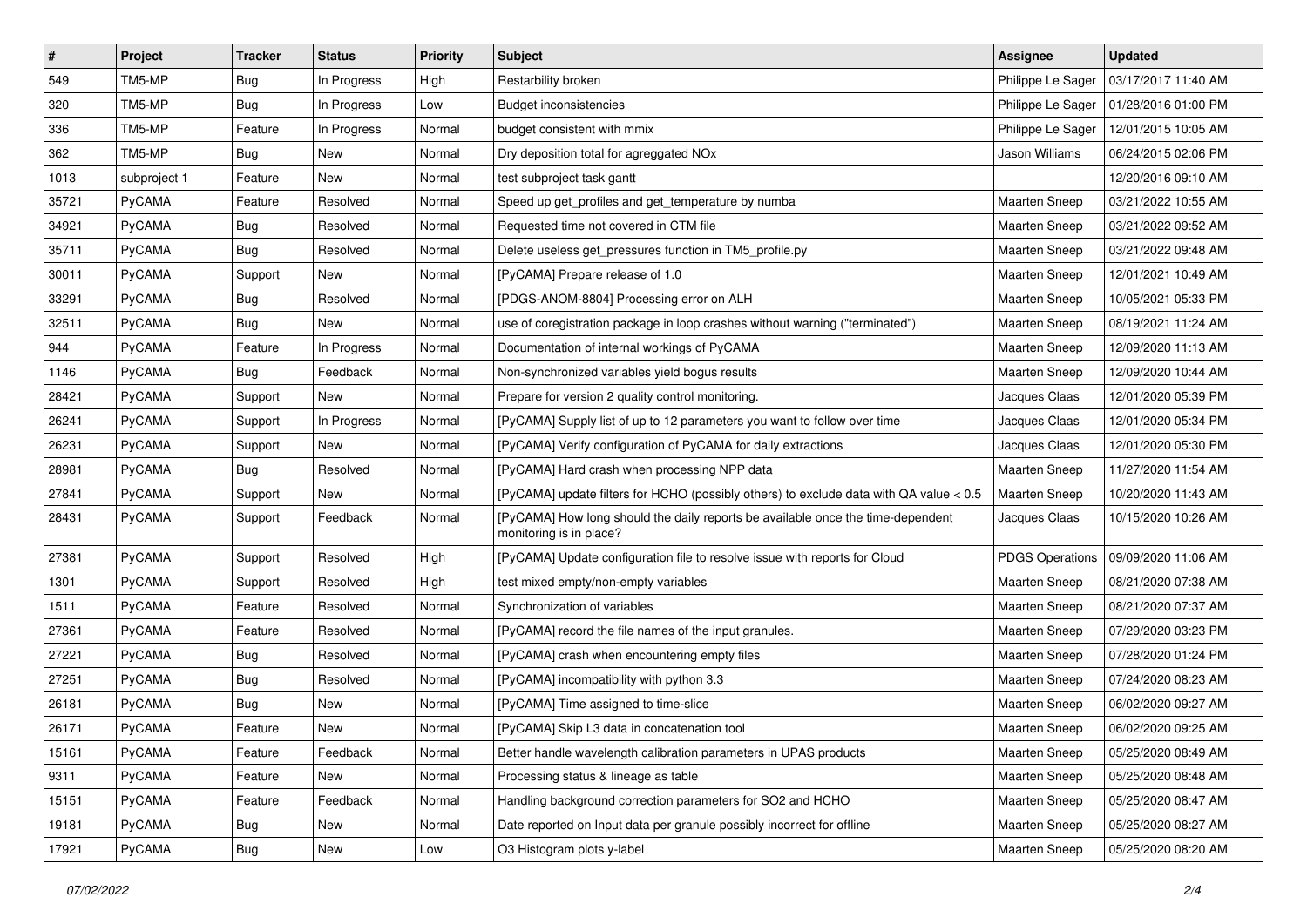| # | Project | Tracker | Status | Priority | Subject | Assignee | Updated |
|---|---|---|---|---|---|---|---|
| 549 | TM5-MP | Bug | In Progress | High | Restarbility broken | Philippe Le Sager | 03/17/2017 11:40 AM |
| 320 | TM5-MP | Bug | In Progress | Low | Budget inconsistencies | Philippe Le Sager | 01/28/2016 01:00 PM |
| 336 | TM5-MP | Feature | In Progress | Normal | budget consistent with mmix | Philippe Le Sager | 12/01/2015 10:05 AM |
| 362 | TM5-MP | Bug | New | Normal | Dry deposition total for agreggated NOx | Jason Williams | 06/24/2015 02:06 PM |
| 1013 | subproject 1 | Feature | New | Normal | test subproject task gantt | | 12/20/2016 09:10 AM |
| 35721 | PyCAMA | Feature | Resolved | Normal | Speed up get_profiles and get_temperature by numba | Maarten Sneep | 03/21/2022 10:55 AM |
| 34921 | PyCAMA | Bug | Resolved | Normal | Requested time not covered in CTM file | Maarten Sneep | 03/21/2022 09:52 AM |
| 35711 | PyCAMA | Bug | Resolved | Normal | Delete useless get_pressures function in TM5_profile.py | Maarten Sneep | 03/21/2022 09:48 AM |
| 30011 | PyCAMA | Support | New | Normal | [PyCAMA] Prepare release of 1.0 | Maarten Sneep | 12/01/2021 10:49 AM |
| 33291 | PyCAMA | Bug | Resolved | Normal | [PDGS-ANOM-8804] Processing error on ALH | Maarten Sneep | 10/05/2021 05:33 PM |
| 32511 | PyCAMA | Bug | New | Normal | use of coregistration package in loop crashes without warning ("terminated") | Maarten Sneep | 08/19/2021 11:24 AM |
| 944 | PyCAMA | Feature | In Progress | Normal | Documentation of internal workings of PyCAMA | Maarten Sneep | 12/09/2020 11:13 AM |
| 1146 | PyCAMA | Bug | Feedback | Normal | Non-synchronized variables yield bogus results | Maarten Sneep | 12/09/2020 10:44 AM |
| 28421 | PyCAMA | Support | New | Normal | Prepare for version 2 quality control monitoring. | Jacques Claas | 12/01/2020 05:39 PM |
| 26241 | PyCAMA | Support | In Progress | Normal | [PyCAMA] Supply list of up to 12 parameters you want to follow over time | Jacques Claas | 12/01/2020 05:34 PM |
| 26231 | PyCAMA | Support | New | Normal | [PyCAMA] Verify configuration of PyCAMA for daily extractions | Jacques Claas | 12/01/2020 05:30 PM |
| 28981 | PyCAMA | Bug | Resolved | Normal | [PyCAMA] Hard crash when processing NPP data | Maarten Sneep | 11/27/2020 11:54 AM |
| 27841 | PyCAMA | Support | New | Normal | [PyCAMA] update filters for HCHO (possibly others) to exclude data with QA value < 0.5 | Maarten Sneep | 10/20/2020 11:43 AM |
| 28431 | PyCAMA | Support | Feedback | Normal | [PyCAMA] How long should the daily reports be available once the time-dependent monitoring is in place? | Jacques Claas | 10/15/2020 10:26 AM |
| 27381 | PyCAMA | Support | Resolved | High | [PyCAMA] Update configuration file to resolve issue with reports for Cloud | PDGS Operations | 09/09/2020 11:06 AM |
| 1301 | PyCAMA | Support | Resolved | High | test mixed empty/non-empty variables | Maarten Sneep | 08/21/2020 07:38 AM |
| 1511 | PyCAMA | Feature | Resolved | Normal | Synchronization of variables | Maarten Sneep | 08/21/2020 07:37 AM |
| 27361 | PyCAMA | Feature | Resolved | Normal | [PyCAMA] record the file names of the input granules. | Maarten Sneep | 07/29/2020 03:23 PM |
| 27221 | PyCAMA | Bug | Resolved | Normal | [PyCAMA] crash when encountering empty files | Maarten Sneep | 07/28/2020 01:24 PM |
| 27251 | PyCAMA | Bug | Resolved | Normal | [PyCAMA] incompatibility with python 3.3 | Maarten Sneep | 07/24/2020 08:23 AM |
| 26181 | PyCAMA | Bug | New | Normal | [PyCAMA] Time assigned to time-slice | Maarten Sneep | 06/02/2020 09:27 AM |
| 26171 | PyCAMA | Feature | New | Normal | [PyCAMA] Skip L3 data in concatenation tool | Maarten Sneep | 06/02/2020 09:25 AM |
| 15161 | PyCAMA | Feature | Feedback | Normal | Better handle wavelength calibration parameters in UPAS products | Maarten Sneep | 05/25/2020 08:49 AM |
| 9311 | PyCAMA | Feature | New | Normal | Processing status & lineage as table | Maarten Sneep | 05/25/2020 08:48 AM |
| 15151 | PyCAMA | Feature | Feedback | Normal | Handling background correction parameters for SO2 and HCHO | Maarten Sneep | 05/25/2020 08:47 AM |
| 19181 | PyCAMA | Bug | New | Normal | Date reported on Input data per granule possibly incorrect for offline | Maarten Sneep | 05/25/2020 08:27 AM |
| 17921 | PyCAMA | Bug | New | Low | O3 Histogram plots y-label | Maarten Sneep | 05/25/2020 08:20 AM |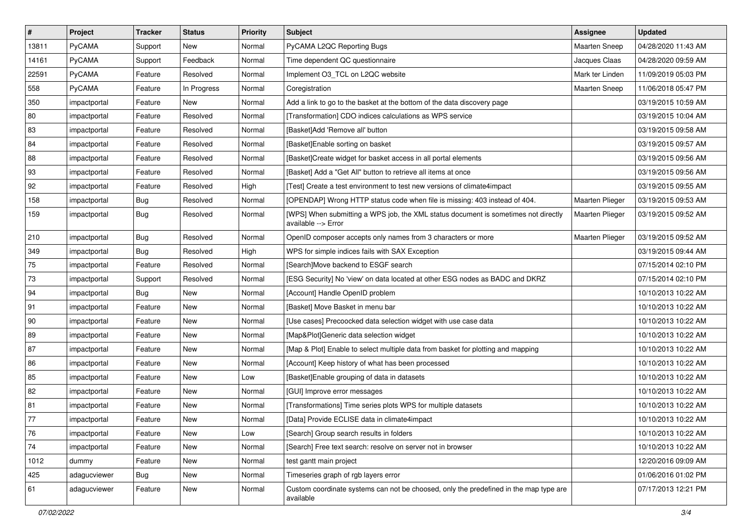| # | Project | Tracker | Status | Priority | Subject | Assignee | Updated |
|---|---|---|---|---|---|---|---|
| 13811 | PyCAMA | Support | New | Normal | PyCAMA L2QC Reporting Bugs | Maarten Sneep | 04/28/2020 11:43 AM |
| 14161 | PyCAMA | Support | Feedback | Normal | Time dependent QC questionnaire | Jacques Claas | 04/28/2020 09:59 AM |
| 22591 | PyCAMA | Feature | Resolved | Normal | Implement O3_TCL on L2QC website | Mark ter Linden | 11/09/2019 05:03 PM |
| 558 | PyCAMA | Feature | In Progress | Normal | Coregistration | Maarten Sneep | 11/06/2018 05:47 PM |
| 350 | impactportal | Feature | New | Normal | Add a link to go to the basket at the bottom of the data discovery page | | 03/19/2015 10:59 AM |
| 80 | impactportal | Feature | Resolved | Normal | [Transformation] CDO indices calculations as WPS service | | 03/19/2015 10:04 AM |
| 83 | impactportal | Feature | Resolved | Normal | [Basket]Add 'Remove all' button | | 03/19/2015 09:58 AM |
| 84 | impactportal | Feature | Resolved | Normal | [Basket]Enable sorting on basket | | 03/19/2015 09:57 AM |
| 88 | impactportal | Feature | Resolved | Normal | [Basket]Create widget for basket access in all portal elements | | 03/19/2015 09:56 AM |
| 93 | impactportal | Feature | Resolved | Normal | [Basket] Add a "Get All" button to retrieve all items at once | | 03/19/2015 09:56 AM |
| 92 | impactportal | Feature | Resolved | High | [Test] Create a test environment to test new versions of climate4impact | | 03/19/2015 09:55 AM |
| 158 | impactportal | Bug | Resolved | Normal | [OPENDAP] Wrong HTTP status code when file is missing: 403 instead of 404. | Maarten Plieger | 03/19/2015 09:53 AM |
| 159 | impactportal | Bug | Resolved | Normal | [WPS] When submitting a WPS job, the XML status document is sometimes not directly available --> Error | Maarten Plieger | 03/19/2015 09:52 AM |
| 210 | impactportal | Bug | Resolved | Normal | OpenID composer accepts only names from 3 characters or more | Maarten Plieger | 03/19/2015 09:52 AM |
| 349 | impactportal | Bug | Resolved | High | WPS for simple indices fails with SAX Exception | | 03/19/2015 09:44 AM |
| 75 | impactportal | Feature | Resolved | Normal | [Search]Move backend to ESGF search | | 07/15/2014 02:10 PM |
| 73 | impactportal | Support | Resolved | Normal | [ESG Security] No 'view' on data located at other ESG nodes as BADC and DKRZ | | 07/15/2014 02:10 PM |
| 94 | impactportal | Bug | New | Normal | [Account] Handle OpenID problem | | 10/10/2013 10:22 AM |
| 91 | impactportal | Feature | New | Normal | [Basket] Move Basket in menu bar | | 10/10/2013 10:22 AM |
| 90 | impactportal | Feature | New | Normal | [Use cases] Precoocked data selection widget with use case data | | 10/10/2013 10:22 AM |
| 89 | impactportal | Feature | New | Normal | [Map&Plot]Generic data selection widget | | 10/10/2013 10:22 AM |
| 87 | impactportal | Feature | New | Normal | [Map & Plot] Enable to select multiple data from basket for plotting and mapping | | 10/10/2013 10:22 AM |
| 86 | impactportal | Feature | New | Normal | [Account] Keep history of what has been processed | | 10/10/2013 10:22 AM |
| 85 | impactportal | Feature | New | Low | [Basket]Enable grouping of data in datasets | | 10/10/2013 10:22 AM |
| 82 | impactportal | Feature | New | Normal | [GUI] Improve error messages | | 10/10/2013 10:22 AM |
| 81 | impactportal | Feature | New | Normal | [Transformations] Time series plots WPS for multiple datasets | | 10/10/2013 10:22 AM |
| 77 | impactportal | Feature | New | Normal | [Data] Provide ECLISE data in climate4impact | | 10/10/2013 10:22 AM |
| 76 | impactportal | Feature | New | Low | [Search] Group search results in folders | | 10/10/2013 10:22 AM |
| 74 | impactportal | Feature | New | Normal | [Search] Free text search: resolve on server not in browser | | 10/10/2013 10:22 AM |
| 1012 | dummy | Feature | New | Normal | test gantt main project | | 12/20/2016 09:09 AM |
| 425 | adagucviewer | Bug | New | Normal | Timeseries graph of rgb layers error | | 01/06/2016 01:02 PM |
| 61 | adagucviewer | Feature | New | Normal | Custom coordinate systems can not be choosed, only the predefined in the map type are available | | 07/17/2013 12:21 PM |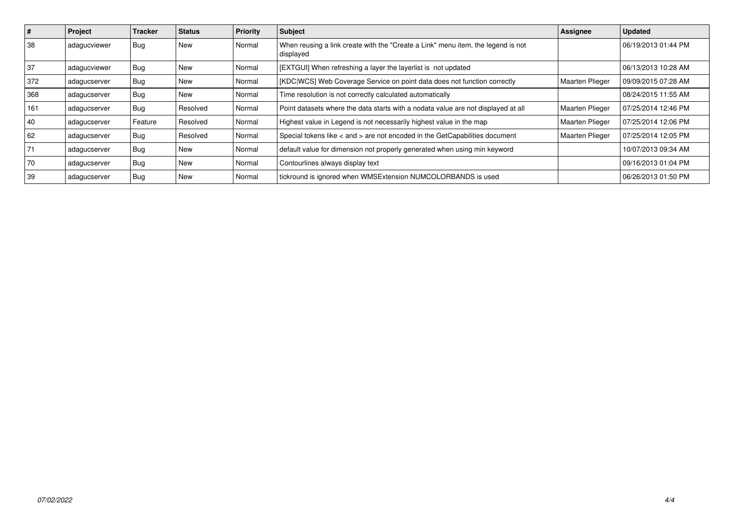| # | Project | Tracker | Status | Priority | Subject | Assignee | Updated |
|---|---|---|---|---|---|---|---|
| 38 | adagucviewer | Bug | New | Normal | When reusing a link create with the "Create a Link" menu item, the legend is not displayed | | 06/19/2013 01:44 PM |
| 37 | adagucviewer | Bug | New | Normal | [EXTGUI] When refreshing a layer the layerlist is not updated | | 06/13/2013 10:28 AM |
| 372 | adagucserver | Bug | New | Normal | [KDC\|WCS] Web Coverage Service on point data does not function correctly | Maarten Plieger | 09/09/2015 07:28 AM |
| 368 | adagucserver | Bug | New | Normal | Time resolution is not correctly calculated automatically | | 08/24/2015 11:55 AM |
| 161 | adagucserver | Bug | Resolved | Normal | Point datasets where the data starts with a nodata value are not displayed at all | Maarten Plieger | 07/25/2014 12:46 PM |
| 40 | adagucserver | Feature | Resolved | Normal | Highest value in Legend is not necessarily highest value in the map | Maarten Plieger | 07/25/2014 12:06 PM |
| 62 | adagucserver | Bug | Resolved | Normal | Special tokens like < and > are not encoded in the GetCapabilities document | Maarten Plieger | 07/25/2014 12:05 PM |
| 71 | adagucserver | Bug | New | Normal | default value for dimension not properly generated when using min keyword | | 10/07/2013 09:34 AM |
| 70 | adagucserver | Bug | New | Normal | Contourlines always display text | | 09/16/2013 01:04 PM |
| 39 | adagucserver | Bug | New | Normal | tickround is ignored when WMSExtension NUMCOLORBANDS is used | | 06/26/2013 01:50 PM |